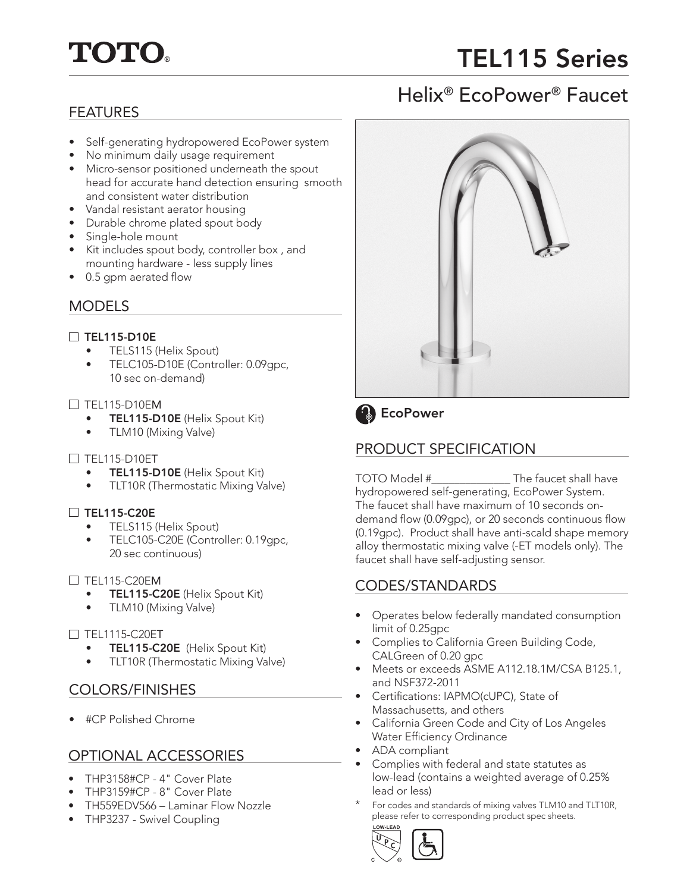# TOTO®

# TEL115 Series

## Helix® EcoPower® Faucet

## FEATURES

- Self-generating hydropowered EcoPower system
- No minimum daily usage requirement
- Micro-sensor positioned underneath the spout head for accurate hand detection ensuring smooth and consistent water distribution
- Vandal resistant aerator housing
- Durable chrome plated spout body
- Single-hole mount
- Kit includes spout body, controller box , and mounting hardware - less supply lines
- 0.5 gpm aerated flow

## MODELS

☐ **TEL115-D10E**
- TELS115 (Helix Spout)
- TELC105-D10E (Controller: 0.09gpc, 10 sec on-demand)

☐ TEL115-D10EM
- **TEL115-D10E** (Helix Spout Kit)
- TLM10 (Mixing Valve)

☐ TEL115-D10ET
- **TEL115-D10E** (Helix Spout Kit)
- TLT10R (Thermostatic Mixing Valve)

☐ **TEL115-C20E**
- TELS115 (Helix Spout)
- TELC105-C20E (Controller: 0.19gpc, 20 sec continuous)

☐ TEL115-C20EM
- **TEL115-C20E** (Helix Spout Kit)
- TLM10 (Mixing Valve)

☐ TEL1115-C20ET
- **TEL115-C20E** (Helix Spout Kit)
- TLT10R (Thermostatic Mixing Valve)

## COLORS/FINISHES

- #CP Polished Chrome

## OPTIONAL ACCESSORIES

- THP3158#CP - 4" Cover Plate
- THP3159#CP - 8" Cover Plate
- TH559EDV566 – Laminar Flow Nozzle
- THP3237 - Swivel Coupling

**EcoPower**

## PRODUCT SPECIFICATION

TOTO Model #______________ The faucet shall have hydropowered self-generating, EcoPower System. The faucet shall have maximum of 10 seconds on-demand flow (0.09gpc), or 20 seconds continuous flow (0.19gpc). Product shall have anti-scald shape memory alloy thermostatic mixing valve (-ET models only). The faucet shall have self-adjusting sensor.

## CODES/STANDARDS

- Operates below federally mandated consumption limit of 0.25gpc
- Complies to California Green Building Code, CALGreen of 0.20 gpc
- Meets or exceeds ASME A112.18.1M/CSA B125.1, and NSF372-2011
- Certifications: IAPMO(cUPC), State of Massachusetts, and others
- California Green Code and City of Los Angeles Water Efficiency Ordinance
- ADA compliant
- Complies with federal and state statutes as low-lead (contains a weighted average of 0.25% lead or less)

\* For codes and standards of mixing valves TLM10 and TLT10R, please refer to corresponding product spec sheets.

LOW-LEAD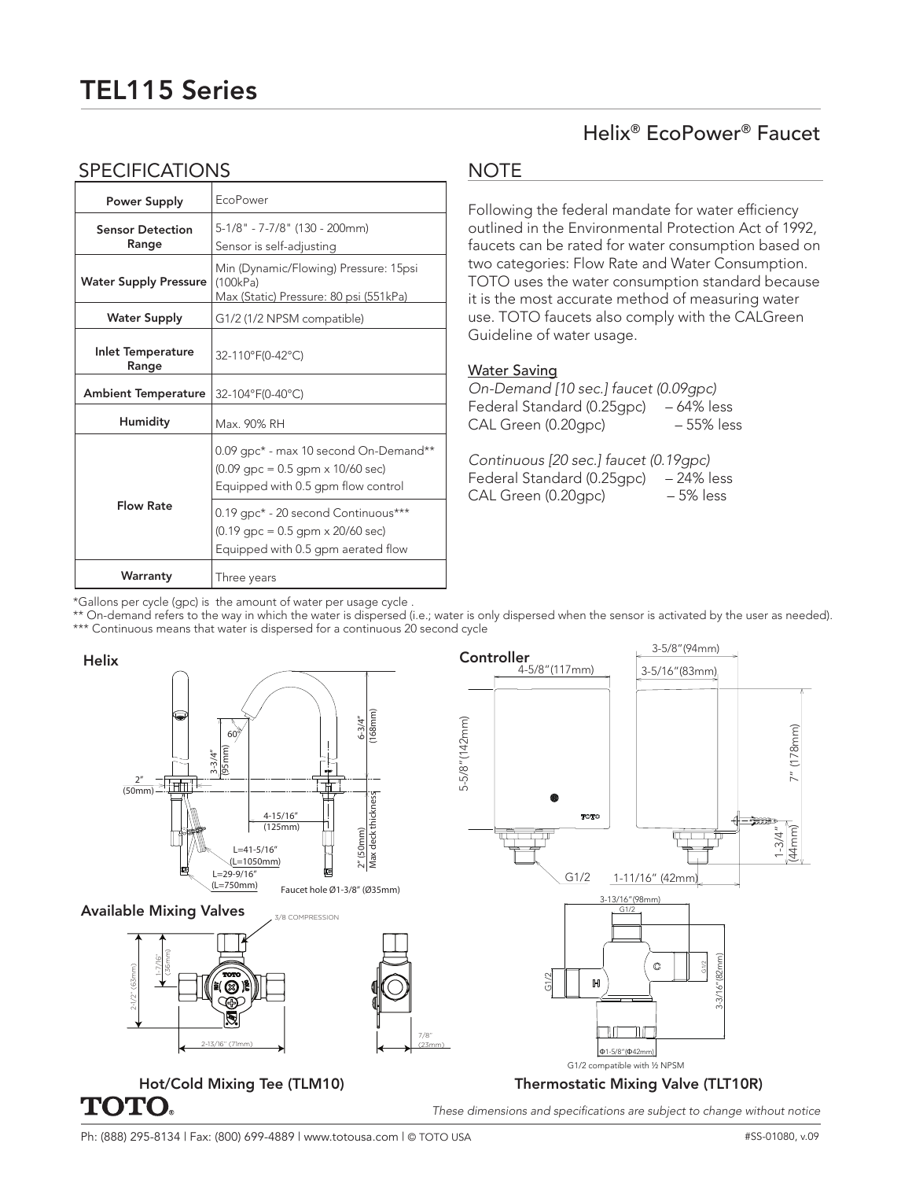# TEL115 Series

## Helix® EcoPower® Faucet

## SPECIFICATIONS

| | |
|---|---|
| **Power Supply** | EcoPower |
| **Sensor Detection Range** | 5-1/8" - 7-7/8" (130 - 200mm)<br>Sensor is self-adjusting |
| **Water Supply Pressure** | Min (Dynamic/Flowing) Pressure: 15psi (100kPa)<br>Max (Static) Pressure: 80 psi (551kPa) |
| **Water Supply** | G1/2 (1/2 NPSM compatible) |
| **Inlet Temperature Range** | 32-110°F(0-42°C) |
| **Ambient Temperature** | 32-104°F(0-40°C) |
| **Humidity** | Max. 90% RH |
| **Flow Rate** | 0.09 gpc* - max 10 second On-Demand**<br>(0.09 gpc = 0.5 gpm x 10/60 sec)<br>Equipped with 0.5 gpm flow control |
| | 0.19 gpc* - 20 second Continuous***<br>(0.19 gpc = 0.5 gpm x 20/60 sec)<br>Equipped with 0.5 gpm aerated flow |
| **Warranty** | Three years |

## NOTE

Following the federal mandate for water efficiency outlined in the Environmental Protection Act of 1992, faucets can be rated for water consumption based on two categories: Flow Rate and Water Consumption. TOTO uses the water consumption standard because it is the most accurate method of measuring water use. TOTO faucets also comply with the CALGreen Guideline of water usage.

**Water Saving**

*On-Demand [10 sec.] faucet (0.09gpc)*
Federal Standard (0.25gpc) – 64% less
CAL Green (0.20gpc) – 55% less

*Continuous [20 sec.] faucet (0.19gpc)*
Federal Standard (0.25gpc) – 24% less
CAL Green (0.20gpc) – 5% less

*Gallons per cycle (gpc) is the amount of water per usage cycle .
** On-demand refers to the way in which the water is dispersed (i.e.; water is only dispersed when the sensor is activated by the user as needed).
*** Continuous means that water is dispersed for a continuous 20 second cycle

**Helix**

60°
3-3/4" (95mm)
6-3/4" (168mm)
2" (50mm)
4-15/16" (125mm)
2" (50mm) Max deck thickness
L=41-5/16" (L=1050mm)
L=29-9/16" (L=750mm)
Faucet hole Ø1-3/8" (Ø35mm)

**Controller**

4-5/8" (117mm)
3-5/8" (94mm)
3-5/16" (83mm)
5-5/8" (142mm)
7" (178mm)
1-3/4" (44mm)
G1/2
1-11/16" (42mm)

**Available Mixing Valves**

3/8 COMPRESSION
1-7/16" (36mm)
2-1/2" (63mm)
2-13/16" (71mm)
7/8" (23mm)

**Hot/Cold Mixing Tee (TLM10)**

3-13/16" (98mm)
G1/2
G1/2
G1/2
3-3/16" (82mm)
Φ1-5/8" (Φ42mm)
G1/2 compatible with ½ NPSM

**Thermostatic Mixing Valve (TLT10R)**

TOTO®

*These dimensions and specifications are subject to change without notice*

Ph: (888) 295-8134 | Fax: (800) 699-4889 | www.totousa.com | © TOTO USA

#SS-01080, v.09